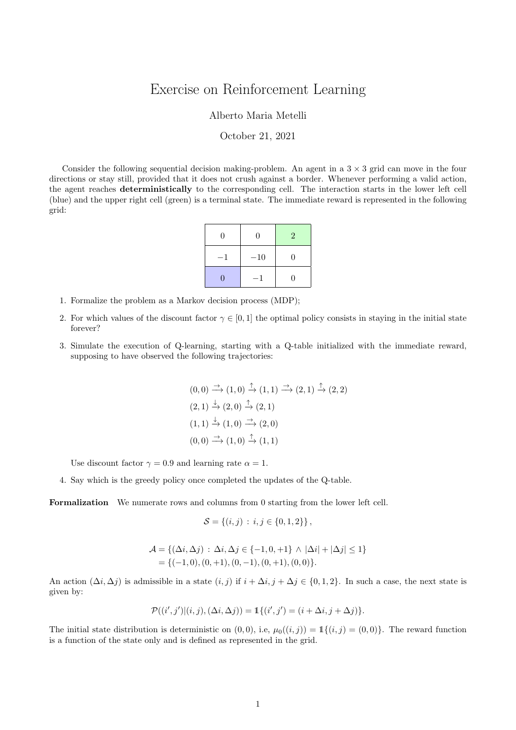# Exercise on Reinforcement Learning

Alberto Maria Metelli

October 21, 2021

Consider the following sequential decision making-problem. An agent in a $3 \times 3$ grid can move in the four directions or stay still, provided that it does not crush against a border. Whenever performing a valid action, the agent reaches **deterministically** to the corresponding cell. The interaction starts in the lower left cell (blue) and the upper right cell (green) is a terminal state. The immediate reward is represented in the following grid:

| | | |
|---|---|---|
| 0 | 0 | 2 |
| $-1$ | $-10$ | 0 |
| 0 | $-1$ | 0 |

1. Formalize the problem as a Markov decision process (MDP);
2. For which values of the discount factor $\gamma \in [0, 1]$ the optimal policy consists in staying in the initial state forever?
3. Simulate the execution of Q-learning, starting with a Q-table initialized with the immediate reward, supposing to have observed the following trajectories:

$$(0,0) \xrightarrow{\rightarrow} (1,0) \xrightarrow{\uparrow} (1,1) \xrightarrow{\rightarrow} (2,1) \xrightarrow{\uparrow} (2,2)$$
$$(2,1) \xrightarrow{\downarrow} (2,0) \xrightarrow{\uparrow} (2,1)$$
$$(1,1) \xrightarrow{\downarrow} (1,0) \xrightarrow{\rightarrow} (2,0)$$
$$(0,0) \xrightarrow{\rightarrow} (1,0) \xrightarrow{\uparrow} (1,1)$$

   Use discount factor $\gamma = 0.9$ and learning rate $\alpha = 1$.

4. Say which is the greedy policy once completed the updates of the Q-table.

**Formalization** We numerate rows and columns from 0 starting from the lower left cell.

$$\mathcal{S} = \{(i,j) : i,j \in \{0,1,2\}\},$$

$$\begin{aligned}\mathcal{A} &= \{(\Delta i, \Delta j) : \Delta i, \Delta j \in \{-1, 0, +1\} \wedge |\Delta i| + |\Delta j| \leq 1\} \\ &= \{(-1,0), (0,+1), (0,-1), (0,+1), (0,0)\}.\end{aligned}$$

An action $(\Delta i, \Delta j)$ is admissible in a state $(i,j)$ if $i + \Delta i, j + \Delta j \in \{0,1,2\}$. In such a case, the next state is given by:

$$\mathcal{P}((i',j')|(i,j),(\Delta i, \Delta j)) = \mathbb{1}\{(i',j') = (i + \Delta i, j + \Delta j)\}.$$

The initial state distribution is deterministic on $(0,0)$, i.e, $\mu_0((i,j)) = \mathbb{1}\{(i,j) = (0,0)\}$. The reward function is a function of the state only and is defined as represented in the grid.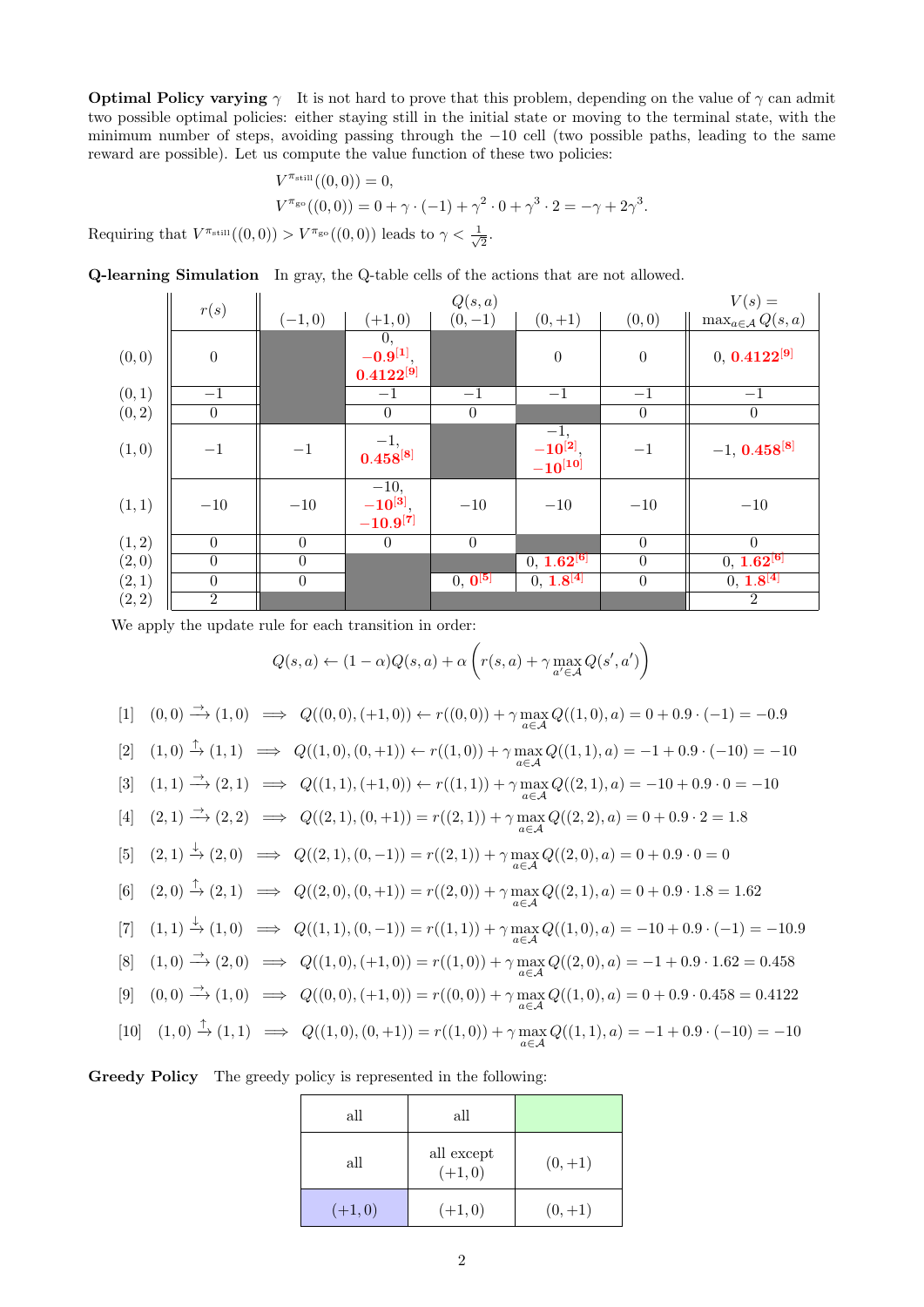**Optimal Policy varying $\gamma$** It is not hard to prove that this problem, depending on the value of $\gamma$ can admit two possible optimal policies: either staying still in the initial state or moving to the terminal state, with the minimum number of steps, avoiding passing through the $-10$ cell (two possible paths, leading to the same reward are possible). Let us compute the value function of these two policies:

$$V^{\pi_{\text{still}}}((0,0)) = 0,$$
$$V^{\pi_{\text{go}}}((0,0)) = 0 + \gamma \cdot (-1) + \gamma^2 \cdot 0 + \gamma^3 \cdot 2 = -\gamma + 2\gamma^3.$$

Requiring that $V^{\pi_{\text{still}}}((0,0)) > V^{\pi_{\text{go}}}((0,0))$ leads to $\gamma < \frac{1}{\sqrt{2}}$.

**Q-learning Simulation** In gray, the Q-table cells of the actions that are not allowed.

| | $r(s)$ | $Q(s,a)$: $(-1,0)$ | $(+1,0)$ | $(0,-1)$ | $(0,+1)$ | $(0,0)$ | $V(s) = \max_{a\in\mathcal{A}} Q(s,a)$ |
|---|---|---|---|---|---|---|---|
| $(0,0)$ | $0$ | | $0$, $\mathbf{-0.9}$[1], $\mathbf{0.4122}$[9] | | $0$ | $0$ | $0$, $\mathbf{0.4122}$[9] |
| $(0,1)$ | $-1$ | | $-1$ | $-1$ | $-1$ | $-1$ | $-1$ |
| $(0,2)$ | $0$ | | $0$ | $0$ | | $0$ | $0$ |
| $(1,0)$ | $-1$ | $-1$ | $-1$, $\mathbf{0.458}$[8] | | $-1$, $\mathbf{-10}$[2], $\mathbf{-10}$[10] | $-1$ | $-1$, $\mathbf{0.458}$[8] |
| $(1,1)$ | $-10$ | $-10$ | $-10$, $\mathbf{-10}$[3], $\mathbf{-10.9}$[7] | $-10$ | $-10$ | $-10$ | $-10$ |
| $(1,2)$ | $0$ | $0$ | $0$ | $0$ | | $0$ | $0$ |
| $(2,0)$ | $0$ | $0$ | | | $0$, $\mathbf{1.62}$[6] | $0$ | $0$, $\mathbf{1.62}$[6] |
| $(2,1)$ | $0$ | $0$ | | $0$, $\mathbf{0}$[5] | $0$, $\mathbf{1.8}$[4] | $0$ | $0$, $\mathbf{1.8}$[4] |
| $(2,2)$ | $2$ | | | | | | $2$ |

We apply the update rule for each transition in order:

$$Q(s,a) \leftarrow (1-\alpha)Q(s,a) + \alpha\left(r(s,a) + \gamma \max_{a'\in\mathcal{A}} Q(s',a')\right)$$

[1] $(0,0) \xrightarrow{\rightarrow} (1,0) \implies Q((0,0),(+1,0)) \leftarrow r((0,0)) + \gamma \max_{a\in\mathcal{A}} Q((1,0),a) = 0 + 0.9 \cdot (-1) = -0.9$

[2] $(1,0) \xrightarrow{\uparrow} (1,1) \implies Q((1,0),(0,+1)) \leftarrow r((1,0)) + \gamma \max_{a\in\mathcal{A}} Q((1,1),a) = -1 + 0.9 \cdot (-10) = -10$

[3] $(1,1) \xrightarrow{\rightarrow} (2,1) \implies Q((1,1),(+1,0)) \leftarrow r((1,1)) + \gamma \max_{a\in\mathcal{A}} Q((2,1),a) = -10 + 0.9 \cdot 0 = -10$

[4] $(2,1) \xrightarrow{\rightarrow} (2,2) \implies Q((2,1),(0,+1)) = r((2,1)) + \gamma \max_{a\in\mathcal{A}} Q((2,2),a) = 0 + 0.9 \cdot 2 = 1.8$

[5] $(2,1) \xrightarrow{\downarrow} (2,0) \implies Q((2,1),(0,-1)) = r((2,1)) + \gamma \max_{a\in\mathcal{A}} Q((2,0),a) = 0 + 0.9 \cdot 0 = 0$

[6] $(2,0) \xrightarrow{\uparrow} (2,1) \implies Q((2,0),(0,+1)) = r((2,0)) + \gamma \max_{a\in\mathcal{A}} Q((2,1),a) = 0 + 0.9 \cdot 1.8 = 1.62$

[7] $(1,1) \xrightarrow{\downarrow} (1,0) \implies Q((1,1),(0,-1)) = r((1,1)) + \gamma \max_{a\in\mathcal{A}} Q((1,0),a) = -10 + 0.9 \cdot (-1) = -10.9$

[8] $(1,0) \xrightarrow{\rightarrow} (2,0) \implies Q((1,0),(+1,0)) = r((1,0)) + \gamma \max_{a\in\mathcal{A}} Q((2,0),a) = -1 + 0.9 \cdot 1.62 = 0.458$

[9] $(0,0) \xrightarrow{\rightarrow} (1,0) \implies Q((0,0),(+1,0)) = r((0,0)) + \gamma \max_{a\in\mathcal{A}} Q((1,0),a) = 0 + 0.9 \cdot 0.458 = 0.4122$

[10] $(1,0) \xrightarrow{\uparrow} (1,1) \implies Q((1,0),(0,+1)) = r((1,0)) + \gamma \max_{a\in\mathcal{A}} Q((1,1),a) = -1 + 0.9 \cdot (-10) = -10$

**Greedy Policy** The greedy policy is represented in the following:

| | | |
|---|---|---|
| all | all | |
| all | all except $(+1,0)$ | $(0,+1)$ |
| $(+1,0)$ | $(+1,0)$ | $(0,+1)$ |